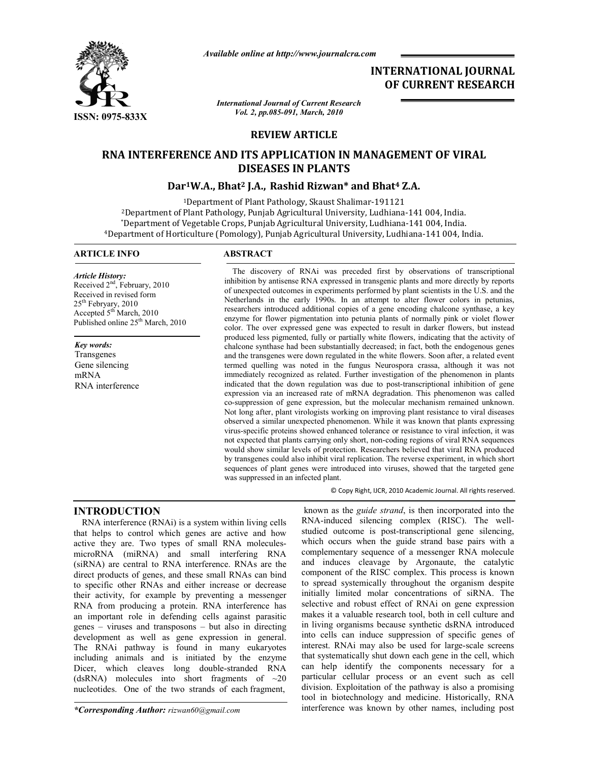Available online at http://www.journalcra.com

ISSN: 0975-833X

# INTERNATIONAL JOURNAL OF CURRENT RESEARCH

*International Journal of Current Research*
*Vol. 2, pp.085-091, March, 2010*

**REVIEW ARTICLE**

# RNA INTERFERENCE AND ITS APPLICATION IN MANAGEMENT OF VIRAL DISEASES IN PLANTS

**Dar[1]W.A., Bhat[2] J.A., Rashid Rizwan* and Bhat[4] Z.A.**

[1]Department of Plant Pathology, Skaust Shalimar-191121
[2]Department of Plant Pathology, Punjab Agricultural University, Ludhiana-141 004, India.
*Department of Vegetable Crops, Punjab Agricultural University, Ludhiana-141 004, India.
[4]Department of Horticulture (Pomology), Punjab Agricultural University, Ludhiana-141 004, India.

**ARTICLE INFO**

*Article History:*
Received 2nd, February, 2010
Received in revised form 25th Febryary, 2010
Accepted 5th March, 2010
Published online 25th March, 2010

*Key words:*
Transgenes
Gene silencing
mRNA
RNA interference

**ABSTRACT**

The discovery of RNAi was preceded first by observations of transcriptional inhibition by antisense RNA expressed in transgenic plants and more directly by reports of unexpected outcomes in experiments performed by plant scientists in the U.S. and the Netherlands in the early 1990s. In an attempt to alter flower colors in petunias, researchers introduced additional copies of a gene encoding chalcone synthase, a key enzyme for flower pigmentation into petunia plants of normally pink or violet flower color. The over expressed gene was expected to result in darker flowers, but instead produced less pigmented, fully or partially white flowers, indicating that the activity of chalcone synthase had been substantially decreased; in fact, both the endogenous genes and the transgenes were down regulated in the white flowers. Soon after, a related event termed quelling was noted in the fungus Neurospora crassa, although it was not immediately recognized as related. Further investigation of the phenomenon in plants indicated that the down regulation was due to post-transcriptional inhibition of gene expression via an increased rate of mRNA degradation. This phenomenon was called co-suppression of gene expression, but the molecular mechanism remained unknown. Not long after, plant virologists working on improving plant resistance to viral diseases observed a similar unexpected phenomenon. While it was known that plants expressing virus-specific proteins showed enhanced tolerance or resistance to viral infection, it was not expected that plants carrying only short, non-coding regions of viral RNA sequences would show similar levels of protection. Researchers believed that viral RNA produced by transgenes could also inhibit viral replication. The reverse experiment, in which short sequences of plant genes were introduced into viruses, showed that the targeted gene was suppressed in an infected plant.

© Copy Right, IJCR, 2010 Academic Journal. All rights reserved.

## INTRODUCTION

RNA interference (RNAi) is a system within living cells that helps to control which genes are active and how active they are. Two types of small RNA molecules- microRNA (miRNA) and small interfering RNA (siRNA) are central to RNA interference. RNAs are the direct products of genes, and these small RNAs can bind to specific other RNAs and either increase or decrease their activity, for example by preventing a messenger RNA from producing a protein. RNA interference has an important role in defending cells against parasitic genes – viruses and transposons – but also in directing development as well as gene expression in general. The RNAi pathway is found in many eukaryotes including animals and is initiated by the enzyme Dicer, which cleaves long double-stranded RNA (dsRNA) molecules into short fragments of ~20 nucleotides. One of the two strands of each fragment, known as the *guide strand*, is then incorporated into the RNA-induced silencing complex (RISC). The well-studied outcome is post-transcriptional gene silencing, which occurs when the guide strand base pairs with a complementary sequence of a messenger RNA molecule and induces cleavage by Argonaute, the catalytic component of the RISC complex. This process is known to spread systemically throughout the organism despite initially limited molar concentrations of siRNA. The selective and robust effect of RNAi on gene expression makes it a valuable research tool, both in cell culture and in living organisms because synthetic dsRNA introduced into cells can induce suppression of specific genes of interest. RNAi may also be used for large-scale screens that systematically shut down each gene in the cell, which can help identify the components necessary for a particular cellular process or an event such as cell division. Exploitation of the pathway is also a promising tool in biotechnology and medicine. Historically, RNA interference was known by other names, including post

**Corresponding Author:* rizwan60@gmail.com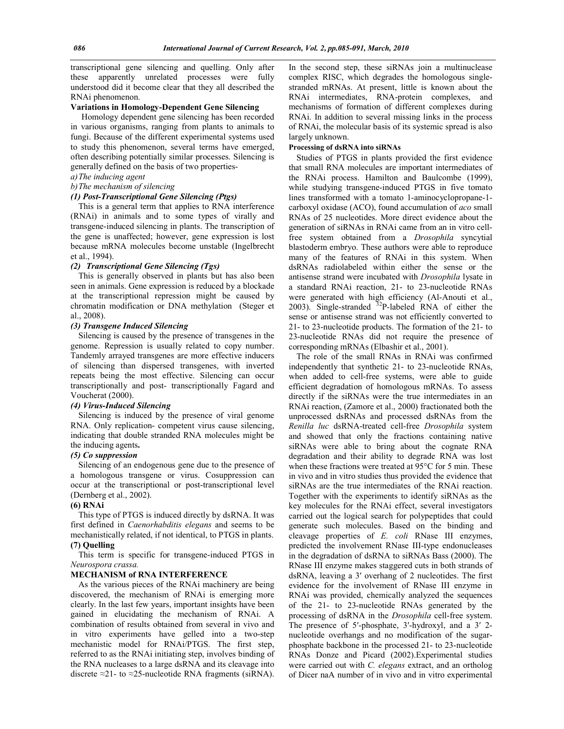transcriptional gene silencing and quelling. Only after these apparently unrelated processes were fully understood did it become clear that they all described the RNAi phenomenon.

**Variations in Homology-Dependent Gene Silencing**

Homology dependent gene silencing has been recorded in various organisms, ranging from plants to animals to fungi. Because of the different experimental systems used to study this phenomenon, several terms have emerged, often describing potentially similar processes. Silencing is generally defined on the basis of two properties-

*a) The inducing agent*

*b) The mechanism of silencing*

***(1) Post-Transcriptional Gene Silencing (Ptgs)***

This is a general term that applies to RNA interference (RNAi) in animals and to some types of virally and transgene-induced silencing in plants. The transcription of the gene is unaffected; however, gene expression is lost because mRNA molecules become unstable (Ingelbrecht et al., 1994).

***(2) Transcriptional Gene Silencing (Tgs)***

This is generally observed in plants but has also been seen in animals. Gene expression is reduced by a blockade at the transcriptional repression might be caused by chromatin modification or DNA methylation (Steger et al., 2008).

***(3) Transgene Induced Silencing***

Silencing is caused by the presence of transgenes in the genome. Repression is usually related to copy number. Tandemly arrayed transgenes are more effective inducers of silencing than dispersed transgenes, with inverted repeats being the most effective. Silencing can occur transcriptionally and post- transcriptionally Fagard and Voucherat (2000).

***(4) Virus-Induced Silencing***

Silencing is induced by the presence of viral genome RNA. Only replication- competent virus cause silencing, indicating that double stranded RNA molecules might be the inducing agents**.**

***(5) Co suppression***

Silencing of an endogenous gene due to the presence of a homologous transgene or virus. Cosuppression can occur at the transcriptional or post-transcriptional level (Dernberg et al., 2002).

**(6) RNAi**

This type of PTGS is induced directly by dsRNA. It was first defined in *Caenorhabditis elegans* and seems to be mechanistically related, if not identical, to PTGS in plants.

**(7) Quelling**

This term is specific for transgene-induced PTGS in *Neurospora crassa.*

**MECHANISM of RNA INTERFERENCE**

As the various pieces of the RNAi machinery are being discovered, the mechanism of RNAi is emerging more clearly. In the last few years, important insights have been gained in elucidating the mechanism of RNAi. A combination of results obtained from several in vivo and in vitro experiments have gelled into a two-step mechanistic model for RNAi/PTGS. The first step, referred to as the RNAi initiating step, involves binding of the RNA nucleases to a large dsRNA and its cleavage into discrete ≈21- to ≈25-nucleotide RNA fragments (siRNA). In the second step, these siRNAs join a multinuclease complex RISC, which degrades the homologous single-stranded mRNAs. At present, little is known about the RNAi intermediates, RNA-protein complexes, and mechanisms of formation of different complexes during RNAi. In addition to several missing links in the process of RNAi, the molecular basis of its systemic spread is also largely unknown.

**Processing of dsRNA into siRNAs**

Studies of PTGS in plants provided the first evidence that small RNA molecules are important intermediates of the RNAi process. Hamilton and Baulcombe (1999), while studying transgene-induced PTGS in five tomato lines transformed with a tomato 1-aminocyclopropane-1-carboxyl oxidase (ACO), found accumulation of *aco* small RNAs of 25 nucleotides. More direct evidence about the generation of siRNAs in RNAi came from an in vitro cell-free system obtained from a *Drosophila* syncytial blastoderm embryo. These authors were able to reproduce many of the features of RNAi in this system. When dsRNAs radiolabeled within either the sense or the antisense strand were incubated with *Drosophila* lysate in a standard RNAi reaction, 21- to 23-nucleotide RNAs were generated with high efficiency (Al-Anouti et al., 2003). Single-stranded $^{32}$P-labeled RNA of either the sense or antisense strand was not efficiently converted to 21- to 23-nucleotide products. The formation of the 21- to 23-nucleotide RNAs did not require the presence of corresponding mRNAs (Elbashir et al., 2001).

The role of the small RNAs in RNAi was confirmed independently that synthetic 21- to 23-nucleotide RNAs, when added to cell-free systems, were able to guide efficient degradation of homologous mRNAs. To assess directly if the siRNAs were the true intermediates in an RNAi reaction, (Zamore et al., 2000) fractionated both the unprocessed dsRNAs and processed dsRNAs from the *Renilla luc* dsRNA-treated cell-free *Drosophila* system and showed that only the fractions containing native siRNAs were able to bring about the cognate RNA degradation and their ability to degrade RNA was lost when these fractions were treated at 95°C for 5 min. These in vivo and in vitro studies thus provided the evidence that siRNAs are the true intermediates of the RNAi reaction. Together with the experiments to identify siRNAs as the key molecules for the RNAi effect, several investigators carried out the logical search for polypeptides that could generate such molecules. Based on the binding and cleavage properties of *E. coli* RNase III enzymes, predicted the involvement RNase III-type endonucleases in the degradation of dsRNA to siRNAs Bass (2000). The RNase III enzyme makes staggered cuts in both strands of dsRNA, leaving a 3′ overhang of 2 nucleotides. The first evidence for the involvement of RNase III enzyme in RNAi was provided, chemically analyzed the sequences of the 21- to 23-nucleotide RNAs generated by the processing of dsRNA in the *Drosophila* cell-free system. The presence of 5′-phosphate, 3′-hydroxyl, and a 3′ 2-nucleotide overhangs and no modification of the sugar-phosphate backbone in the processed 21- to 23-nucleotide RNAs Donze and Picard (2002).Experimental studies were carried out with *C. elegans* extract, and an ortholog of Dicer naA number of in vivo and in vitro experimental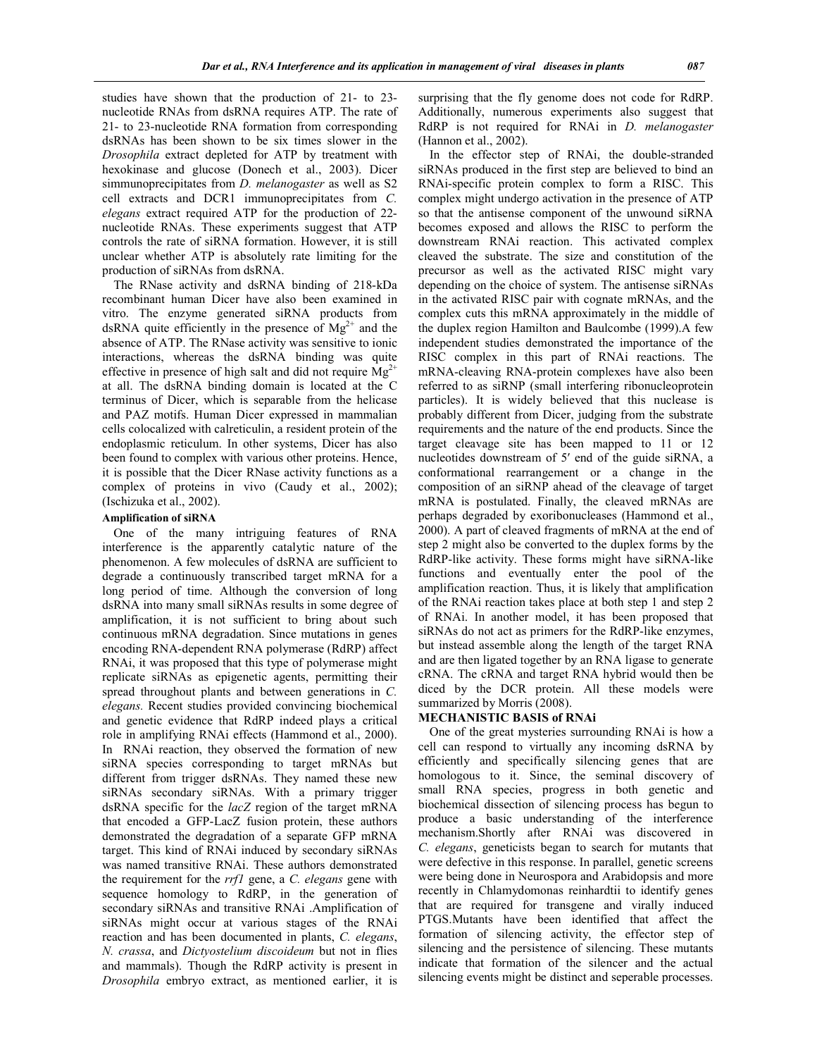studies have shown that the production of 21- to 23-nucleotide RNAs from dsRNA requires ATP. The rate of 21- to 23-nucleotide RNA formation from corresponding dsRNAs has been shown to be six times slower in the *Drosophila* extract depleted for ATP by treatment with hexokinase and glucose (Donech et al., 2003). Dicer simmunoprecipitates from *D. melanogaster* as well as S2 cell extracts and DCR1 immunoprecipitates from *C. elegans* extract required ATP for the production of 22-nucleotide RNAs. These experiments suggest that ATP controls the rate of siRNA formation. However, it is still unclear whether ATP is absolutely rate limiting for the production of siRNAs from dsRNA.

The RNase activity and dsRNA binding of 218-kDa recombinant human Dicer have also been examined in vitro. The enzyme generated siRNA products from dsRNA quite efficiently in the presence of $Mg^{2+}$ and the absence of ATP. The RNase activity was sensitive to ionic interactions, whereas the dsRNA binding was quite effective in presence of high salt and did not require $Mg^{2+}$ at all. The dsRNA binding domain is located at the C terminus of Dicer, which is separable from the helicase and PAZ motifs. Human Dicer expressed in mammalian cells colocalized with calreticulin, a resident protein of the endoplasmic reticulum. In other systems, Dicer has also been found to complex with various other proteins. Hence, it is possible that the Dicer RNase activity functions as a complex of proteins in vivo (Caudy et al., 2002); (Ischizuka et al., 2002).

#### Amplification of siRNA

One of the many intriguing features of RNA interference is the apparently catalytic nature of the phenomenon. A few molecules of dsRNA are sufficient to degrade a continuously transcribed target mRNA for a long period of time. Although the conversion of long dsRNA into many small siRNAs results in some degree of amplification, it is not sufficient to bring about such continuous mRNA degradation. Since mutations in genes encoding RNA-dependent RNA polymerase (RdRP) affect RNAi, it was proposed that this type of polymerase might replicate siRNAs as epigenetic agents, permitting their spread throughout plants and between generations in *C. elegans.* Recent studies provided convincing biochemical and genetic evidence that RdRP indeed plays a critical role in amplifying RNAi effects (Hammond et al., 2000). In RNAi reaction, they observed the formation of new siRNA species corresponding to target mRNAs but different from trigger dsRNAs. They named these new siRNAs secondary siRNAs. With a primary trigger dsRNA specific for the *lacZ* region of the target mRNA that encoded a GFP-LacZ fusion protein, these authors demonstrated the degradation of a separate GFP mRNA target. This kind of RNAi induced by secondary siRNAs was named transitive RNAi. These authors demonstrated the requirement for the *rrf1* gene, a *C. elegans* gene with sequence homology to RdRP, in the generation of secondary siRNAs and transitive RNAi .Amplification of siRNAs might occur at various stages of the RNAi reaction and has been documented in plants, *C. elegans*, *N. crassa*, and *Dictyostelium discoideum* but not in flies and mammals). Though the RdRP activity is present in *Drosophila* embryo extract, as mentioned earlier, it is surprising that the fly genome does not code for RdRP. Additionally, numerous experiments also suggest that RdRP is not required for RNAi in *D. melanogaster* (Hannon et al., 2002).

In the effector step of RNAi, the double-stranded siRNAs produced in the first step are believed to bind an RNAi-specific protein complex to form a RISC. This complex might undergo activation in the presence of ATP so that the antisense component of the unwound siRNA becomes exposed and allows the RISC to perform the downstream RNAi reaction. This activated complex cleaved the substrate. The size and constitution of the precursor as well as the activated RISC might vary depending on the choice of system. The antisense siRNAs in the activated RISC pair with cognate mRNAs, and the complex cuts this mRNA approximately in the middle of the duplex region Hamilton and Baulcombe (1999).A few independent studies demonstrated the importance of the RISC complex in this part of RNAi reactions. The mRNA-cleaving RNA-protein complexes have also been referred to as siRNP (small interfering ribonucleoprotein particles). It is widely believed that this nuclease is probably different from Dicer, judging from the substrate requirements and the nature of the end products. Since the target cleavage site has been mapped to 11 or 12 nucleotides downstream of 5′ end of the guide siRNA, a conformational rearrangement or a change in the composition of an siRNP ahead of the cleavage of target mRNA is postulated. Finally, the cleaved mRNAs are perhaps degraded by exoribonucleases (Hammond et al., 2000). A part of cleaved fragments of mRNA at the end of step 2 might also be converted to the duplex forms by the RdRP-like activity. These forms might have siRNA-like functions and eventually enter the pool of the amplification reaction. Thus, it is likely that amplification of the RNAi reaction takes place at both step 1 and step 2 of RNAi. In another model, it has been proposed that siRNAs do not act as primers for the RdRP-like enzymes, but instead assemble along the length of the target RNA and are then ligated together by an RNA ligase to generate cRNA. The cRNA and target RNA hybrid would then be diced by the DCR protein. All these models were summarized by Morris (2008).

### MECHANISTIC BASIS of RNAi

One of the great mysteries surrounding RNAi is how a cell can respond to virtually any incoming dsRNA by efficiently and specifically silencing genes that are homologous to it. Since, the seminal discovery of small RNA species, progress in both genetic and biochemical dissection of silencing process has begun to produce a basic understanding of the interference mechanism.Shortly after RNAi was discovered in *C. elegans*, geneticists began to search for mutants that were defective in this response. In parallel, genetic screens were being done in Neurospora and Arabidopsis and more recently in Chlamydomonas reinhardtii to identify genes that are required for transgene and virally induced PTGS.Mutants have been identified that affect the formation of silencing activity, the effector step of silencing and the persistence of silencing. These mutants indicate that formation of the silencer and the actual silencing events might be distinct and seperable processes.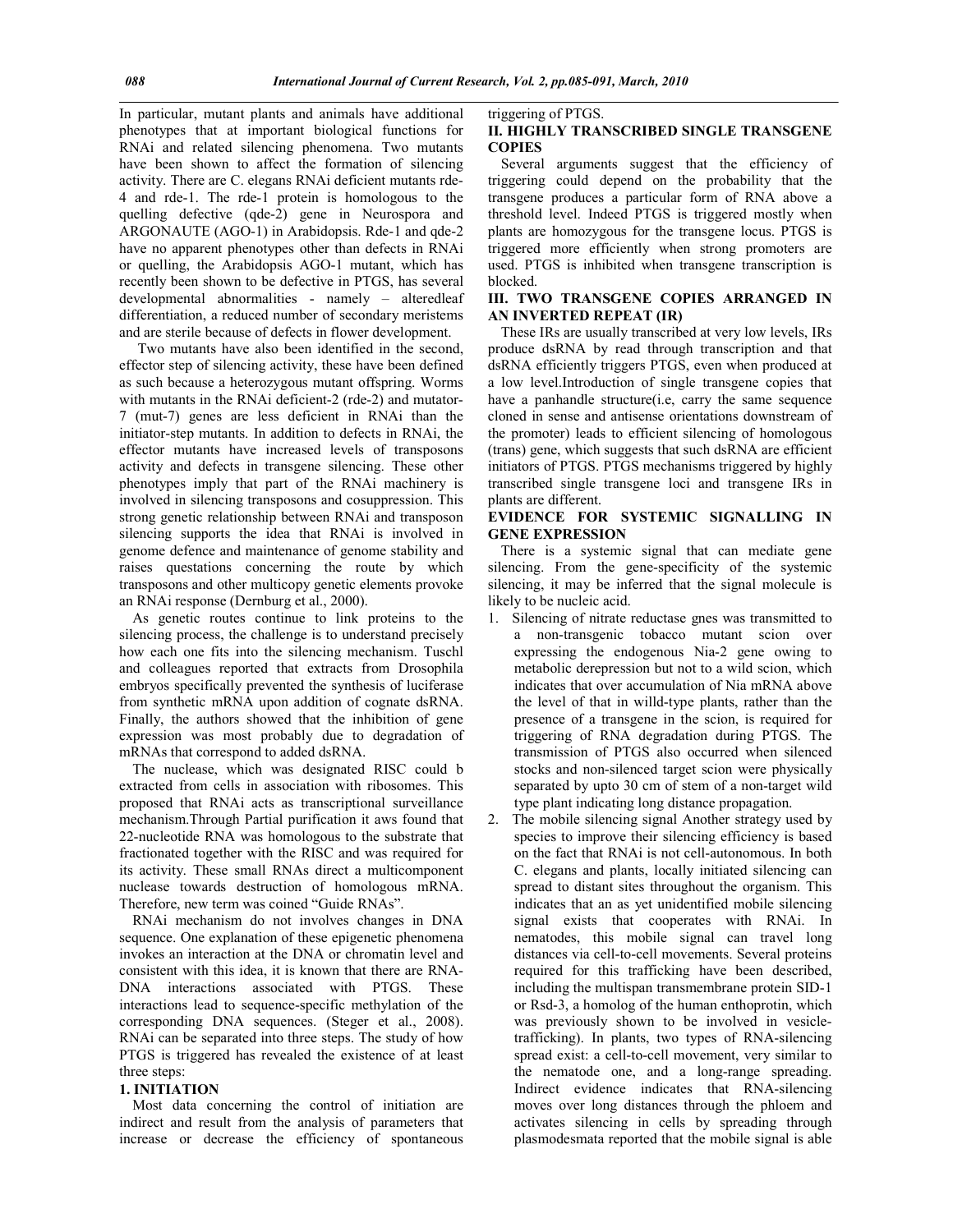In particular, mutant plants and animals have additional phenotypes that at important biological functions for RNAi and related silencing phenomena. Two mutants have been shown to affect the formation of silencing activity. There are C. elegans RNAi deficient mutants rde-4 and rde-1. The rde-1 protein is homologous to the quelling defective (qde-2) gene in Neurospora and ARGONAUTE (AGO-1) in Arabidopsis. Rde-1 and qde-2 have no apparent phenotypes other than defects in RNAi or quelling, the Arabidopsis AGO-1 mutant, which has recently been shown to be defective in PTGS, has several developmental abnormalities - namely – alteredleaf differentiation, a reduced number of secondary meristems and are sterile because of defects in flower development.

Two mutants have also been identified in the second, effector step of silencing activity, these have been defined as such because a heterozygous mutant offspring. Worms with mutants in the RNAi deficient-2 (rde-2) and mutator-7 (mut-7) genes are less deficient in RNAi than the initiator-step mutants. In addition to defects in RNAi, the effector mutants have increased levels of transposons activity and defects in transgene silencing. These other phenotypes imply that part of the RNAi machinery is involved in silencing transposons and cosuppression. This strong genetic relationship between RNAi and transposon silencing supports the idea that RNAi is involved in genome defence and maintenance of genome stability and raises questations concerning the route by which transposons and other multicopy genetic elements provoke an RNAi response (Dernburg et al., 2000).

As genetic routes continue to link proteins to the silencing process, the challenge is to understand precisely how each one fits into the silencing mechanism. Tuschl and colleagues reported that extracts from Drosophila embryos specifically prevented the synthesis of luciferase from synthetic mRNA upon addition of cognate dsRNA. Finally, the authors showed that the inhibition of gene expression was most probably due to degradation of mRNAs that correspond to added dsRNA.

The nuclease, which was designated RISC could b extracted from cells in association with ribosomes. This proposed that RNAi acts as transcriptional surveillance mechanism.Through Partial purification it aws found that 22-nucleotide RNA was homologous to the substrate that fractionated together with the RISC and was required for its activity. These small RNAs direct a multicomponent nuclease towards destruction of homologous mRNA. Therefore, new term was coined "Guide RNAs".

RNAi mechanism do not involves changes in DNA sequence. One explanation of these epigenetic phenomena invokes an interaction at the DNA or chromatin level and consistent with this idea, it is known that there are RNA-DNA interactions associated with PTGS. These interactions lead to sequence-specific methylation of the corresponding DNA sequences. (Steger et al., 2008). RNAi can be separated into three steps. The study of how PTGS is triggered has revealed the existence of at least three steps:

### 1. INITIATION

Most data concerning the control of initiation are indirect and result from the analysis of parameters that increase or decrease the efficiency of spontaneous triggering of PTGS.

### II. HIGHLY TRANSCRIBED SINGLE TRANSGENE COPIES

Several arguments suggest that the efficiency of triggering could depend on the probability that the transgene produces a particular form of RNA above a threshold level. Indeed PTGS is triggered mostly when plants are homozygous for the transgene locus. PTGS is triggered more efficiently when strong promoters are used. PTGS is inhibited when transgene transcription is blocked.

### III. TWO TRANSGENE COPIES ARRANGED IN AN INVERTED REPEAT (IR)

These IRs are usually transcribed at very low levels, IRs produce dsRNA by read through transcription and that dsRNA efficiently triggers PTGS, even when produced at a low level.Introduction of single transgene copies that have a panhandle structure(i.e, carry the same sequence cloned in sense and antisense orientations downstream of the promoter) leads to efficient silencing of homologous (trans) gene, which suggests that such dsRNA are efficient initiators of PTGS. PTGS mechanisms triggered by highly transcribed single transgene loci and transgene IRs in plants are different.

### EVIDENCE FOR SYSTEMIC SIGNALLING IN GENE EXPRESSION

There is a systemic signal that can mediate gene silencing. From the gene-specificity of the systemic silencing, it may be inferred that the signal molecule is likely to be nucleic acid.

1. Silencing of nitrate reductase gnes was transmitted to a non-transgenic tobacco mutant scion over expressing the endogenous Nia-2 gene owing to metabolic derepression but not to a wild scion, which indicates that over accumulation of Nia mRNA above the level of that in willd-type plants, rather than the presence of a transgene in the scion, is required for triggering of RNA degradation during PTGS. The transmission of PTGS also occurred when silenced stocks and non-silenced target scion were physically separated by upto 30 cm of stem of a non-target wild type plant indicating long distance propagation.
2. The mobile silencing signal Another strategy used by species to improve their silencing efficiency is based on the fact that RNAi is not cell-autonomous. In both C. elegans and plants, locally initiated silencing can spread to distant sites throughout the organism. This indicates that an as yet unidentified mobile silencing signal exists that cooperates with RNAi. In nematodes, this mobile signal can travel long distances via cell-to-cell movements. Several proteins required for this trafficking have been described, including the multispan transmembrane protein SID-1 or Rsd-3, a homolog of the human enthoprotin, which was previously shown to be involved in vesicle-trafficking). In plants, two types of RNA-silencing spread exist: a cell-to-cell movement, very similar to the nematode one, and a long-range spreading. Indirect evidence indicates that RNA-silencing moves over long distances through the phloem and activates silencing in cells by spreading through plasmodesmata reported that the mobile signal is able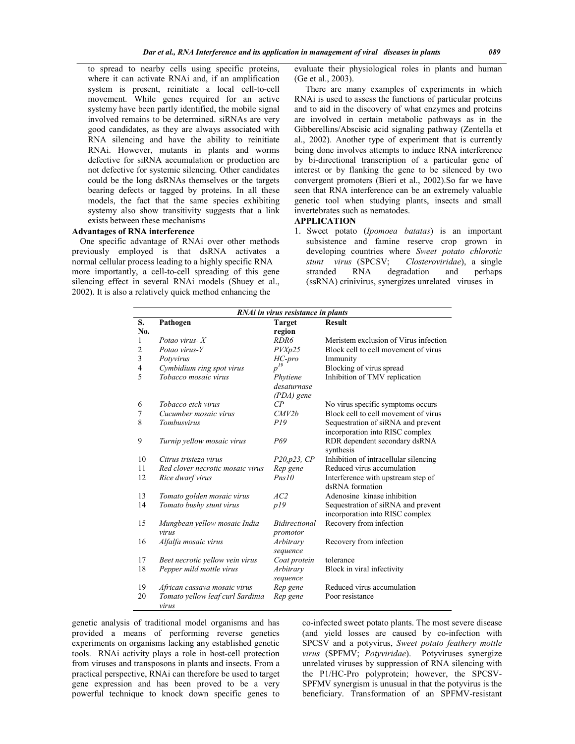to spread to nearby cells using specific proteins, where it can activate RNAi and, if an amplification system is present, reinitiate a local cell-to-cell movement. While genes required for an active systemy have been partly identified, the mobile signal involved remains to be determined. siRNAs are very good candidates, as they are always associated with RNA silencing and have the ability to reinitiate RNAi. However, mutants in plants and worms defective for siRNA accumulation or production are not defective for systemic silencing. Other candidates could be the long dsRNAs themselves or the targets bearing defects or tagged by proteins. In all these models, the fact that the same species exhibiting systemy also show transitivity suggests that a link exists between these mechanisms

**Advantages of RNA interference**

One specific advantage of RNAi over other methods previously employed is that dsRNA activates a normal cellular process leading to a highly specific RNA degradation and perhaps more importantly, a cell-to-cell spreading of this gene silencing effect in several RNAi models (Shuey et al., 2002). It is also a relatively quick method enhancing the genetic analysis of traditional model organisms and has provided a means of performing reverse genetics experiments on organisms lacking any established genetic tools. RNAi activity plays a role in host-cell protection from viruses and transposons in plants and insects. From a practical perspective, RNAi can therefore be used to target gene expression and has been proved to be a very powerful technique to knock down specific genes to evaluate their physiological roles in plants and human (Ge et al., 2003).

There are many examples of experiments in which RNAi is used to assess the functions of particular proteins and to aid in the discovery of what enzymes and proteins are involved in certain metabolic pathways as in the Gibberellins/Abscisic acid signaling pathway (Zentella et al., 2002). Another type of experiment that is currently being done involves attempts to induce RNA interference by bi-directional transcription of a particular gene of interest or by flanking the gene to be silenced by two convergent promoters (Bieri et al., 2002).So far we have seen that RNA interference can be an extremely valuable genetic tool when studying plants, insects and small invertebrates such as nematodes.

**APPLICATION**

1. Sweet potato (*Ipomoea batatas*) is an important subsistence and famine reserve crop grown in developing countries where *Sweet potato chlorotic stunt virus* (SPCSV; *Closteroviridae*), a single stranded RNA (ssRNA) crinivirus, synergizes unrelated viruses in co-infected sweet potato plants. The most severe disease (and yield losses are caused by co-infection with SPCSV and a potyvirus, *Sweet potato feathery mottle virus* (SPFMV; *Potyviridae*). Potyviruses synergize unrelated viruses by suppression of RNA silencing with the P1/HC-Pro polyprotein; however, the SPCSV-SPFMV synergism is unusual in that the potyvirus is the beneficiary. Transformation of an SPFMV-resistant

***RNAi in virus resistance in plants***

| S. No. | Pathogen | Target region | Result |
|---|---|---|---|
| 1 | *Potao virus- X* | *RDR6* | Meristem exclusion of Virus infection |
| 2 | *Potao virus-Y* | *PVXp25* | Block cell to cell movement of virus |
| 3 | *Potyvirus* | *HC-pro* | Immunity |
| 4 | *Cymbidium ring spot virus* | $p^{19}$ | Blocking of virus spread |
| 5 | *Tobacco mosaic virus* | *Phytiene desaturnase (PDA) gene* | Inhibition of TMV replication |
| 6 | *Tobacco etch virus* | *CP* | No virus specific symptoms occurs |
| 7 | *Cucumber mosaic virus* | *CMV2b* | Block cell to cell movement of virus |
| 8 | *Tombusvirus* | *P19* | Sequestration of siRNA and prevent incorporation into RISC complex |
| 9 | *Turnip yellow mosaic virus* | *P69* | RDR dependent secondary dsRNA synthesis |
| 10 | *Citrus tristeza virus* | *P20,p23, CP* | Inhibition of intracellular silencing |
| 11 | *Red clover necrotic mosaic virus* | *Rep gene* | Reduced virus accumulation |
| 12 | *Rice dwarf virus* | *Pns10* | Interference with upstream step of dsRNA formation |
| 13 | *Tomato golden mosaic virus* | *AC2* | Adenosine kinase inhibition |
| 14 | *Tomato bushy stunt virus* | *p19* | Sequestration of siRNA and prevent incorporation into RISC complex |
| 15 | *Mungbean yellow mosaic India virus* | *Bidirectional promotor* | Recovery from infection |
| 16 | *Alfalfa mosaic virus* | *Arbitrary sequence* | Recovery from infection |
| 17 | *Beet necrotic yellow vein virus* | *Coat protein* | tolerance |
| 18 | *Pepper mild mottle virus* | *Arbitrary sequence* | Block in viral infectivity |
| 19 | *African cassava mosaic virus* | *Rep gene* | Reduced virus accumulation |
| 20 | *Tomato yellow leaf curl Sardinia virus* | *Rep gene* | Poor resistance |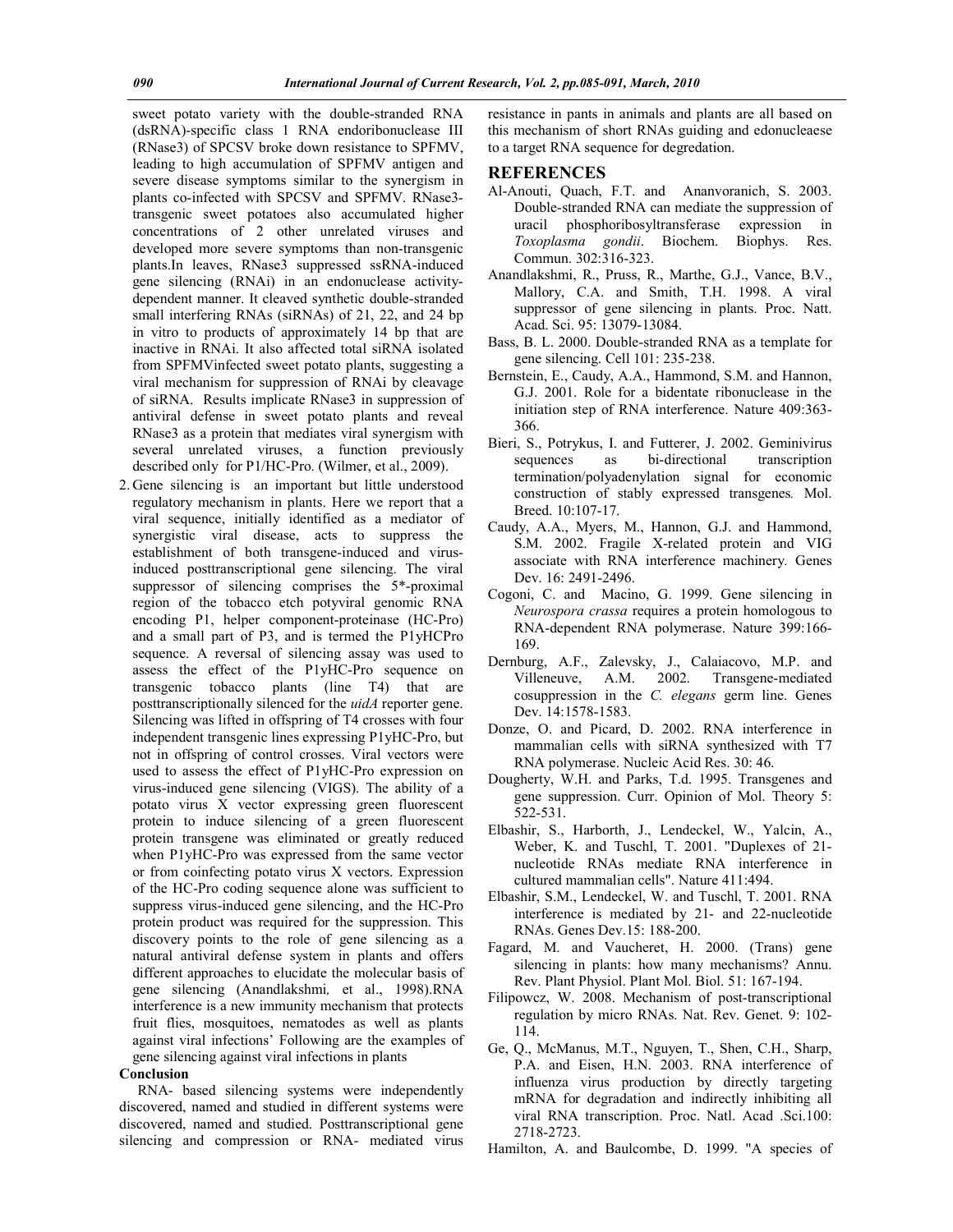sweet potato variety with the double-stranded RNA (dsRNA)-specific class 1 RNA endoribonuclease III (RNase3) of SPCSV broke down resistance to SPFMV, leading to high accumulation of SPFMV antigen and severe disease symptoms similar to the synergism in plants co-infected with SPCSV and SPFMV. RNase3-transgenic sweet potatoes also accumulated higher concentrations of 2 other unrelated viruses and developed more severe symptoms than non-transgenic plants.In leaves, RNase3 suppressed ssRNA-induced gene silencing (RNAi) in an endonuclease activity-dependent manner. It cleaved synthetic double-stranded small interfering RNAs (siRNAs) of 21, 22, and 24 bp in vitro to products of approximately 14 bp that are inactive in RNAi. It also affected total siRNA isolated from SPFMVinfected sweet potato plants, suggesting a viral mechanism for suppression of RNAi by cleavage of siRNA. Results implicate RNase3 in suppression of antiviral defense in sweet potato plants and reveal RNase3 as a protein that mediates viral synergism with several unrelated viruses, a function previously described only for P1/HC-Pro. (Wilmer, et al., 2009).

2. Gene silencing is an important but little understood regulatory mechanism in plants. Here we report that a viral sequence, initially identified as a mediator of synergistic viral disease, acts to suppress the establishment of both transgene-induced and virus-induced posttranscriptional gene silencing. The viral suppressor of silencing comprises the 5*-proximal region of the tobacco etch potyviral genomic RNA encoding P1, helper component-proteinase (HC-Pro) and a small part of P3, and is termed the P1yHCPro sequence. A reversal of silencing assay was used to assess the effect of the P1yHC-Pro sequence on transgenic tobacco plants (line T4) that are posttranscriptionally silenced for the *uidA* reporter gene. Silencing was lifted in offspring of T4 crosses with four independent transgenic lines expressing P1yHC-Pro, but not in offspring of control crosses. Viral vectors were used to assess the effect of P1yHC-Pro expression on virus-induced gene silencing (VIGS). The ability of a potato virus X vector expressing green fluorescent protein to induce silencing of a green fluorescent protein transgene was eliminated or greatly reduced when P1yHC-Pro was expressed from the same vector or from coinfecting potato virus X vectors. Expression of the HC-Pro coding sequence alone was sufficient to suppress virus-induced gene silencing, and the HC-Pro protein product was required for the suppression. This discovery points to the role of gene silencing as a natural antiviral defense system in plants and offers different approaches to elucidate the molecular basis of gene silencing (Anandlakshmi*,* et al., 1998).RNA interference is a new immunity mechanism that protects fruit flies, mosquitoes, nematodes as well as plants against viral infections' Following are the examples of gene silencing against viral infections in plants

**Conclusion**

RNA- based silencing systems were independently discovered, named and studied in different systems were discovered, named and studied. Posttranscriptional gene silencing and compression or RNA- mediated virus resistance in pants in animals and plants are all based on this mechanism of short RNAs guiding and edonucleaese to a target RNA sequence for degredation.

## REFERENCES

Al-Anouti, Quach, F.T. and Ananvoranich, S. 2003. Double-stranded RNA can mediate the suppression of uracil phosphoribosyltransferase expression in *Toxoplasma gondii*. Biochem. Biophys. Res. Commun. 302:316-323.

Anandlakshmi, R., Pruss, R., Marthe, G.J., Vance, B.V., Mallory, C.A. and Smith, T.H. 1998. A viral suppressor of gene silencing in plants. Proc. Natt. Acad. Sci. 95: 13079-13084.

Bass, B. L. 2000. Double-stranded RNA as a template for gene silencing. Cell 101: 235-238.

Bernstein, E., Caudy, A.A., Hammond, S.M. and Hannon, G.J. 2001. Role for a bidentate ribonuclease in the initiation step of RNA interference. Nature 409:363-366.

Bieri, S., Potrykus, I. and Futterer, J. 2002. Geminivirus sequences as bi-directional transcription termination/polyadenylation signal for economic construction of stably expressed transgenes*.* Mol. Breed. 10:107-17.

Caudy, A.A., Myers, M., Hannon, G.J. and Hammond, S.M. 2002. Fragile X-related protein and VIG associate with RNA interference machinery*.* Genes Dev. 16: 2491-2496.

Cogoni, C. and Macino, G. 1999. Gene silencing in *Neurospora crassa* requires a protein homologous to RNA-dependent RNA polymerase. Nature 399:166-169.

Dernburg, A.F., Zalevsky, J., Calaiacovo, M.P. and Villeneuve, A.M. 2002. Transgene-mediated cosuppression in the *C. elegans* germ line. Genes Dev. 14:1578-1583.

Donze, O. and Picard, D. 2002. RNA interference in mammalian cells with siRNA synthesized with T7 RNA polymerase. Nucleic Acid Res. 30: 46.

Dougherty, W.H. and Parks, T.d. 1995. Transgenes and gene suppression. Curr. Opinion of Mol. Theory 5: 522-531.

Elbashir, S., Harborth, J., Lendeckel, W., Yalcin, A., Weber, K. and Tuschl, T. 2001. "Duplexes of 21-nucleotide RNAs mediate RNA interference in cultured mammalian cells". Nature 411:494.

Elbashir, S.M., Lendeckel, W. and Tuschl, T. 2001. RNA interference is mediated by 21- and 22-nucleotide RNAs. Genes Dev.15: 188-200.

Fagard, M. and Vaucheret, H. 2000. (Trans) gene silencing in plants: how many mechanisms? Annu. Rev. Plant Physiol. Plant Mol. Biol. 51: 167-194.

Filipowcz, W. 2008. Mechanism of post-transcriptional regulation by micro RNAs. Nat. Rev. Genet. 9: 102-114.

Ge, Q., McManus, M.T., Nguyen, T., Shen, C.H., Sharp, P.A. and Eisen, H.N. 2003. RNA interference of influenza virus production by directly targeting mRNA for degradation and indirectly inhibiting all viral RNA transcription. Proc. Natl. Acad .Sci.100: 2718-2723.

Hamilton, A. and Baulcombe, D. 1999. "A species of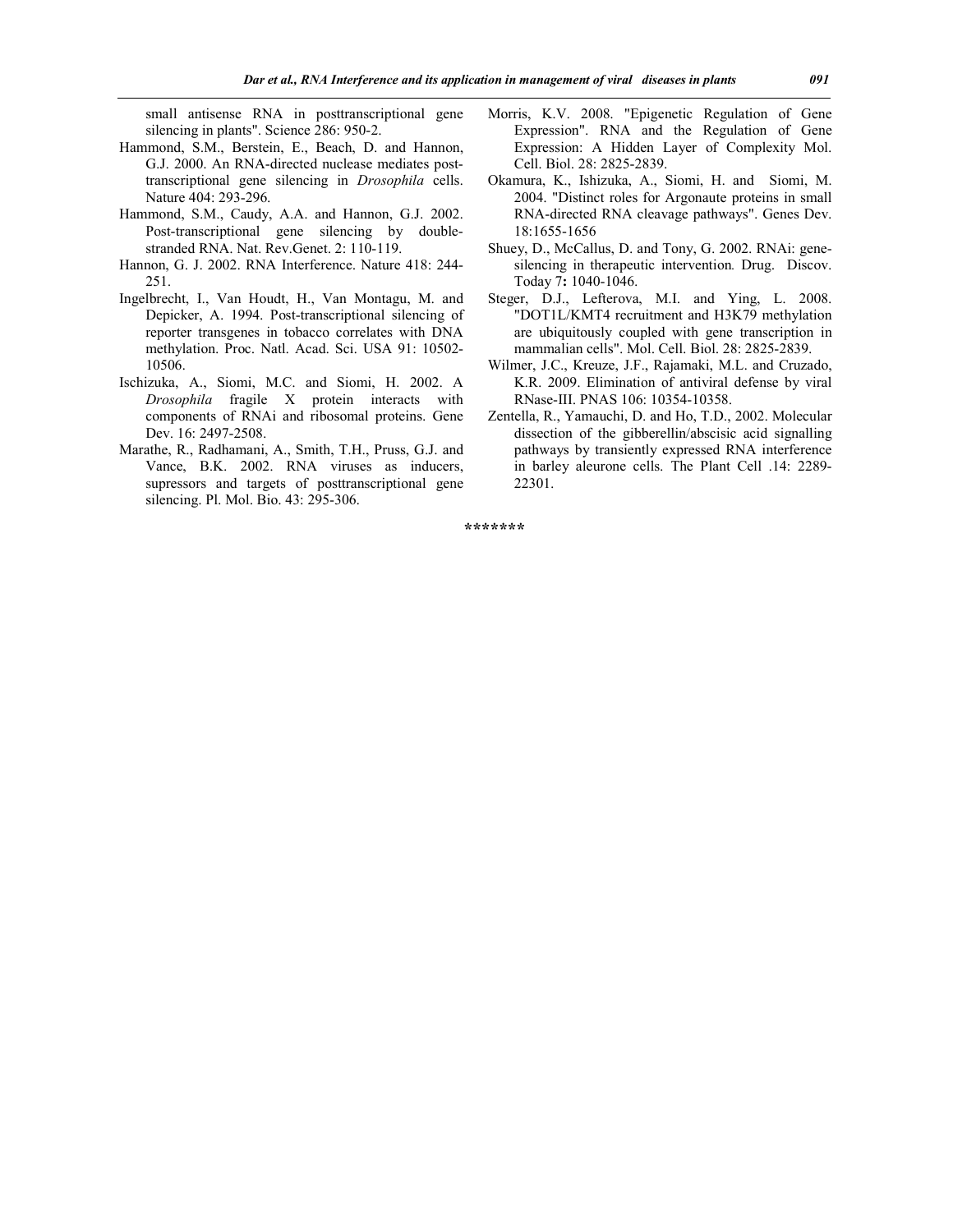small antisense RNA in posttranscriptional gene silencing in plants". Science 286: 950-2.

Hammond, S.M., Berstein, E., Beach, D. and Hannon, G.J. 2000. An RNA-directed nuclease mediates post-transcriptional gene silencing in *Drosophila* cells. Nature 404: 293-296.

Hammond, S.M., Caudy, A.A. and Hannon, G.J. 2002. Post-transcriptional gene silencing by double-stranded RNA. Nat. Rev.Genet. 2: 110-119.

Hannon, G. J. 2002. RNA Interference. Nature 418: 244-251.

Ingelbrecht, I., Van Houdt, H., Van Montagu, M. and Depicker, A. 1994. Post-transcriptional silencing of reporter transgenes in tobacco correlates with DNA methylation. Proc. Natl. Acad. Sci. USA 91: 10502-10506.

Ischizuka, A., Siomi, M.C. and Siomi, H. 2002. A *Drosophila* fragile X protein interacts with components of RNAi and ribosomal proteins. Gene Dev. 16: 2497-2508.

Marathe, R., Radhamani, A., Smith, T.H., Pruss, G.J. and Vance, B.K. 2002. RNA viruses as inducers, supressors and targets of posttranscriptional gene silencing. Pl. Mol. Bio. 43: 295-306.

Morris, K.V. 2008. "Epigenetic Regulation of Gene Expression". RNA and the Regulation of Gene Expression: A Hidden Layer of Complexity Mol. Cell. Biol. 28: 2825-2839.

Okamura, K., Ishizuka, A., Siomi, H. and Siomi, M. 2004. "Distinct roles for Argonaute proteins in small RNA-directed RNA cleavage pathways". Genes Dev. 18:1655-1656

Shuey, D., McCallus, D. and Tony, G. 2002. RNAi: gene-silencing in therapeutic intervention*.* Drug. Discov. Today 7**:** 1040-1046.

Steger, D.J., Lefterova, M.I. and Ying, L. 2008. "DOT1L/KMT4 recruitment and H3K79 methylation are ubiquitously coupled with gene transcription in mammalian cells". Mol. Cell. Biol. 28: 2825-2839.

Wilmer, J.C., Kreuze, J.F., Rajamaki, M.L. and Cruzado, K.R. 2009. Elimination of antiviral defense by viral RNase-III. PNAS 106: 10354-10358.

Zentella, R., Yamauchi, D. and Ho, T.D., 2002. Molecular dissection of the gibberellin/abscisic acid signalling pathways by transiently expressed RNA interference in barley aleurone cells. The Plant Cell .14: 2289-22301.

*******